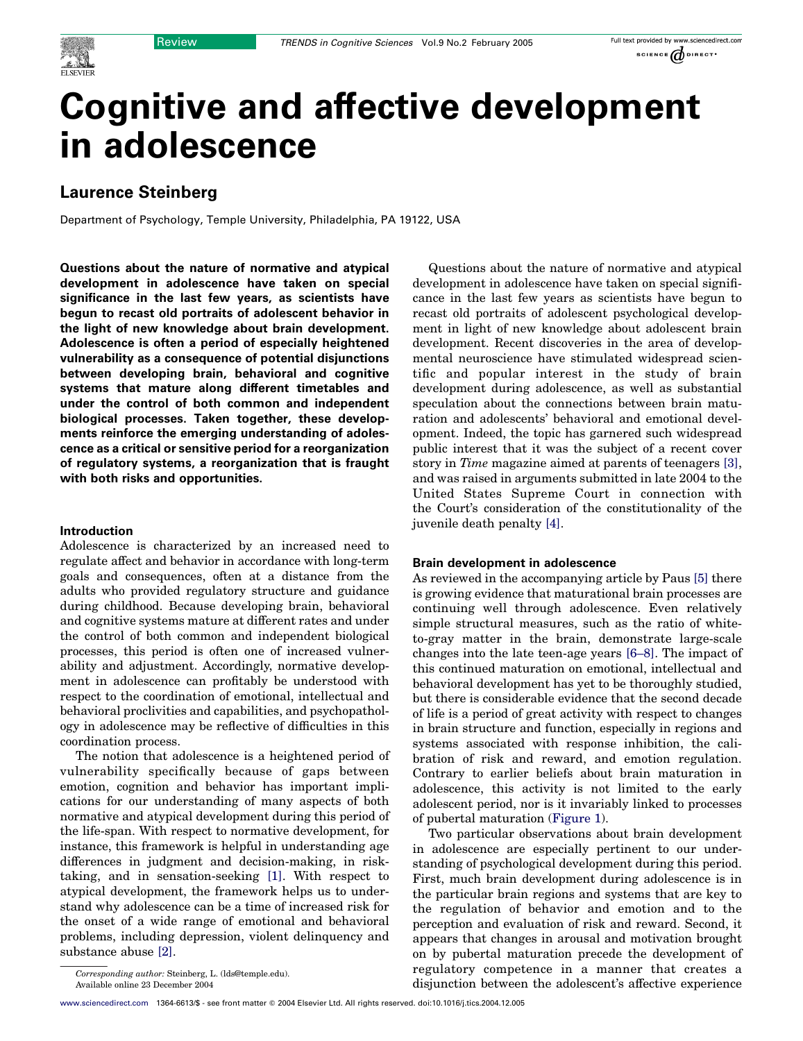# Cognitive and affective development in adolescence

## Laurence Steinberg

Department of Psychology, Temple University, Philadelphia, PA 19122, USA

**Questions about the nature of normative and atypical development in adolescence have taken on special significance in the last few years, as scientists have begun to recast old portraits of adolescent behavior in the light of new knowledge about brain development. Adolescence is often a period of especially heightened vulnerability as a consequence of potential disjunctions between developing brain, behavioral and cognitive systems that mature along different timetables and under the control of both common and independent biological processes. Taken together, these developments reinforce the emerging understanding of adolescence as a critical or sensitive period for a reorganization of regulatory systems, a reorganization that is fraught with both risks and opportunities.**

### Introduction

Adolescence is characterized by an increased need to regulate affect and behavior in accordance with long-term goals and consequences, often at a distance from the adults who provided regulatory structure and guidance during childhood. Because developing brain, behavioral and cognitive systems mature at different rates and under the control of both common and independent biological processes, this period is often one of increased vulnerability and adjustment. Accordingly, normative development in adolescence can profitably be understood with respect to the coordination of emotional, intellectual and behavioral proclivities and capabilities, and psychopathology in adolescence may be reflective of difficulties in this coordination process.

The notion that adolescence is a heightened period of vulnerability specifically because of gaps between emotion, cognition and behavior has important implications for our understanding of many aspects of both normative and atypical development during this period of the life-span. With respect to normative development, for instance, this framework is helpful in understanding age differences in judgment and decision-making, in risk-taking, and in sensation-seeking [1]. With respect to atypical development, the framework helps us to understand why adolescence can be a time of increased risk for the onset of a wide range of emotional and behavioral problems, including depression, violent delinquency and substance abuse [2].

Questions about the nature of normative and atypical development in adolescence have taken on special significance in the last few years as scientists have begun to recast old portraits of adolescent psychological development in light of new knowledge about adolescent brain development. Recent discoveries in the area of developmental neuroscience have stimulated widespread scientific and popular interest in the study of brain development during adolescence, as well as substantial speculation about the connections between brain maturation and adolescents' behavioral and emotional development. Indeed, the topic has garnered such widespread public interest that it was the subject of a recent cover story in *Time* magazine aimed at parents of teenagers [3], and was raised in arguments submitted in late 2004 to the United States Supreme Court in connection with the Court's consideration of the constitutionality of the juvenile death penalty [4].

### Brain development in adolescence

As reviewed in the accompanying article by Paus [5] there is growing evidence that maturational brain processes are continuing well through adolescence. Even relatively simple structural measures, such as the ratio of white-to-gray matter in the brain, demonstrate large-scale changes into the late teen-age years [6–8]. The impact of this continued maturation on emotional, intellectual and behavioral development has yet to be thoroughly studied, but there is considerable evidence that the second decade of life is a period of great activity with respect to changes in brain structure and function, especially in regions and systems associated with response inhibition, the calibration of risk and reward, and emotion regulation. Contrary to earlier beliefs about brain maturation in adolescence, this activity is not limited to the early adolescent period, nor is it invariably linked to processes of pubertal maturation (Figure 1).

Two particular observations about brain development in adolescence are especially pertinent to our understanding of psychological development during this period. First, much brain development during adolescence is in the particular brain regions and systems that are key to the regulation of behavior and emotion and to the perception and evaluation of risk and reward. Second, it appears that changes in arousal and motivation brought on by pubertal maturation precede the development of regulatory competence in a manner that creates a disjunction between the adolescent's affective experience

*Corresponding author:* Steinberg, L. (lds@temple.edu).
Available online 23 December 2004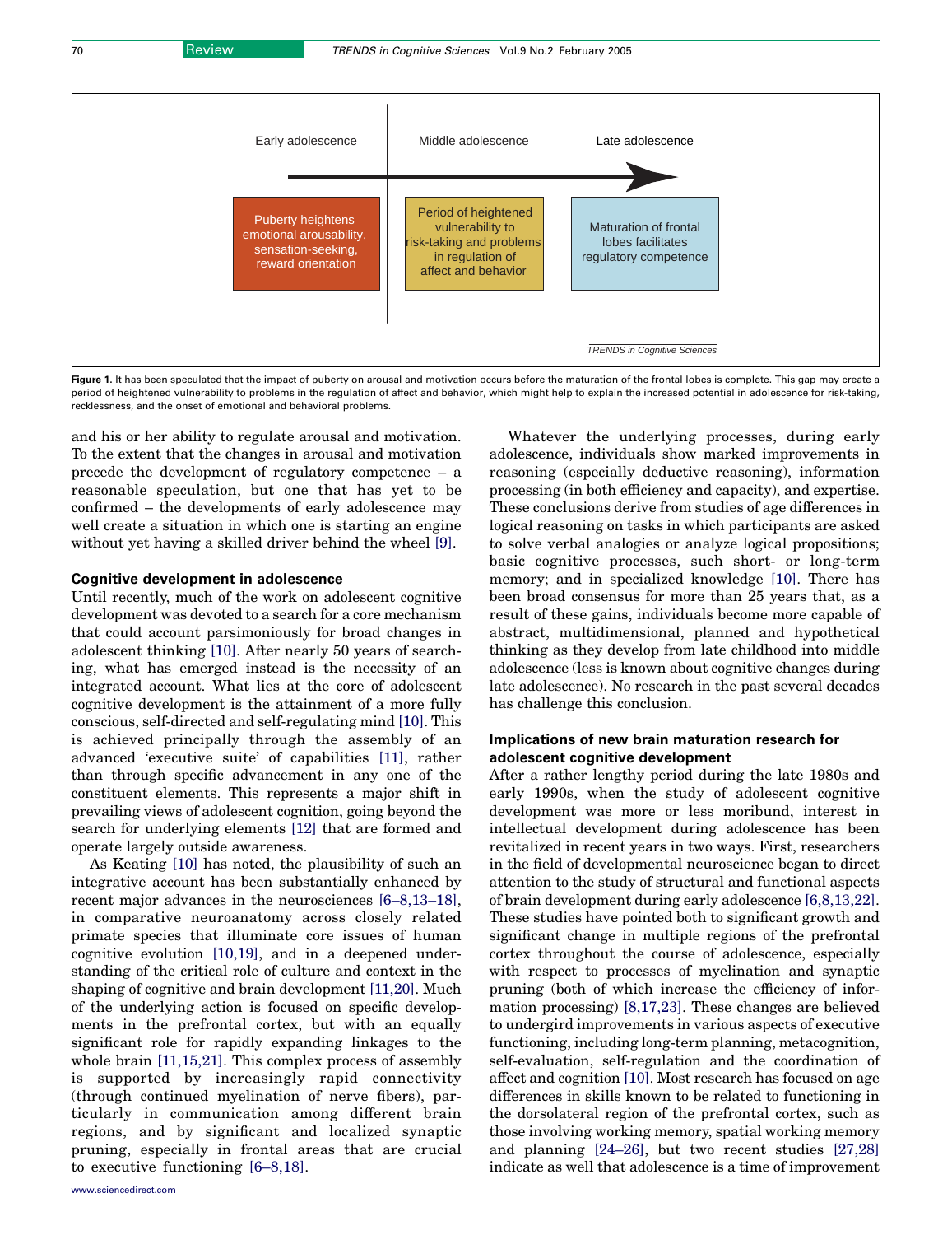Early adolescence | Middle adolescence | Late adolescence

Puberty heightens emotional arousability, sensation-seeking, reward orientation

Period of heightened vulnerability to risk-taking and problems in regulation of affect and behavior

Maturation of frontal lobes facilitates regulatory competence

TRENDS in Cognitive Sciences

**Figure 1.** It has been speculated that the impact of puberty on arousal and motivation occurs before the maturation of the frontal lobes is complete. This gap may create a period of heightened vulnerability to problems in the regulation of affect and behavior, which might help to explain the increased potential in adolescence for risk-taking, recklessness, and the onset of emotional and behavioral problems.

and his or her ability to regulate arousal and motivation. To the extent that the changes in arousal and motivation precede the development of regulatory competence – a reasonable speculation, but one that has yet to be confirmed – the developments of early adolescence may well create a situation in which one is starting an engine without yet having a skilled driver behind the wheel [9].

### Cognitive development in adolescence

Until recently, much of the work on adolescent cognitive development was devoted to a search for a core mechanism that could account parsimoniously for broad changes in adolescent thinking [10]. After nearly 50 years of searching, what has emerged instead is the necessity of an integrated account. What lies at the core of adolescent cognitive development is the attainment of a more fully conscious, self-directed and self-regulating mind [10]. This is achieved principally through the assembly of an advanced 'executive suite' of capabilities [11], rather than through specific advancement in any one of the constituent elements. This represents a major shift in prevailing views of adolescent cognition, going beyond the search for underlying elements [12] that are formed and operate largely outside awareness.

As Keating [10] has noted, the plausibility of such an integrative account has been substantially enhanced by recent major advances in the neurosciences [6–8,13–18], in comparative neuroanatomy across closely related primate species that illuminate core issues of human cognitive evolution [10,19], and in a deepened understanding of the critical role of culture and context in the shaping of cognitive and brain development [11,20]. Much of the underlying action is focused on specific developments in the prefrontal cortex, but with an equally significant role for rapidly expanding linkages to the whole brain [11,15,21]. This complex process of assembly is supported by increasingly rapid connectivity (through continued myelination of nerve fibers), particularly in communication among different brain regions, and by significant and localized synaptic pruning, especially in frontal areas that are crucial to executive functioning [6–8,18].

Whatever the underlying processes, during early adolescence, individuals show marked improvements in reasoning (especially deductive reasoning), information processing (in both efficiency and capacity), and expertise. These conclusions derive from studies of age differences in logical reasoning on tasks in which participants are asked to solve verbal analogies or analyze logical propositions; basic cognitive processes, such short- or long-term memory; and in specialized knowledge [10]. There has been broad consensus for more than 25 years that, as a result of these gains, individuals become more capable of abstract, multidimensional, planned and hypothetical thinking as they develop from late childhood into middle adolescence (less is known about cognitive changes during late adolescence). No research in the past several decades has challenge this conclusion.

### Implications of new brain maturation research for adolescent cognitive development

After a rather lengthy period during the late 1980s and early 1990s, when the study of adolescent cognitive development was more or less moribund, interest in intellectual development during adolescence has been revitalized in recent years in two ways. First, researchers in the field of developmental neuroscience began to direct attention to the study of structural and functional aspects of brain development during early adolescence [6,8,13,22]. These studies have pointed both to significant growth and significant change in multiple regions of the prefrontal cortex throughout the course of adolescence, especially with respect to processes of myelination and synaptic pruning (both of which increase the efficiency of information processing) [8,17,23]. These changes are believed to undergird improvements in various aspects of executive functioning, including long-term planning, metacognition, self-evaluation, self-regulation and the coordination of affect and cognition [10]. Most research has focused on age differences in skills known to be related to functioning in the dorsolateral region of the prefrontal cortex, such as those involving working memory, spatial working memory and planning [24–26], but two recent studies [27,28] indicate as well that adolescence is a time of improvement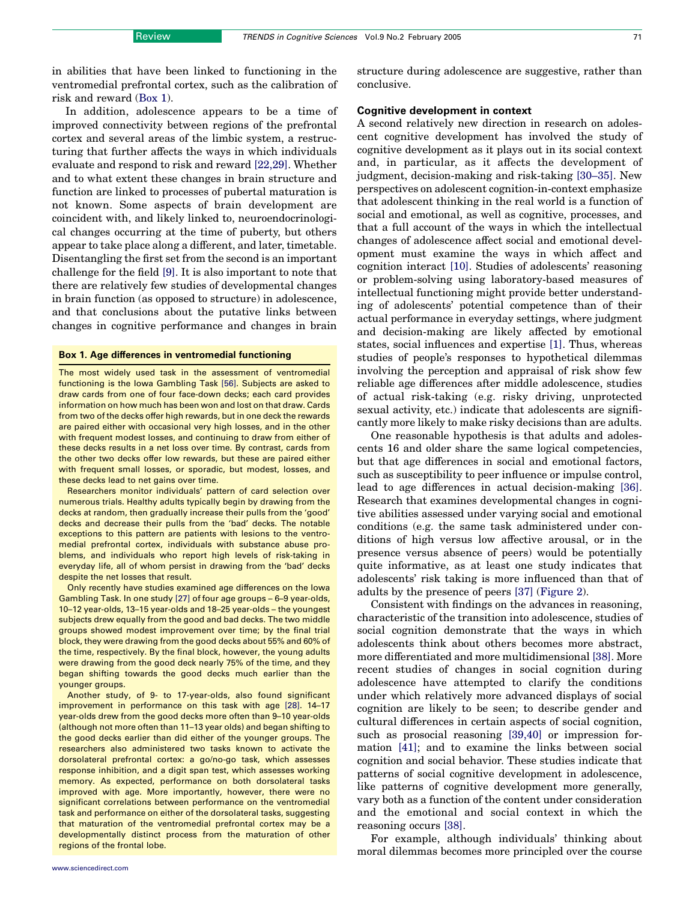in abilities that have been linked to functioning in the ventromedial prefrontal cortex, such as the calibration of risk and reward (Box 1).

In addition, adolescence appears to be a time of improved connectivity between regions of the prefrontal cortex and several areas of the limbic system, a restructuring that further affects the ways in which individuals evaluate and respond to risk and reward [22,29]. Whether and to what extent these changes in brain structure and function are linked to processes of pubertal maturation is not known. Some aspects of brain development are coincident with, and likely linked to, neuroendocrinological changes occurring at the time of puberty, but others appear to take place along a different, and later, timetable. Disentangling the first set from the second is an important challenge for the field [9]. It is also important to note that there are relatively few studies of developmental changes in brain function (as opposed to structure) in adolescence, and that conclusions about the putative links between changes in cognitive performance and changes in brain structure during adolescence are suggestive, rather than conclusive.

**Box 1. Age differences in ventromedial functioning**

The most widely used task in the assessment of ventromedial functioning is the Iowa Gambling Task [56]. Subjects are asked to draw cards from one of four face-down decks; each card provides information on how much has been won and lost on that draw. Cards from two of the decks offer high rewards, but in one deck the rewards are paired either with occasional very high losses, and in the other with frequent modest losses, and continuing to draw from either of these decks results in a net loss over time. By contrast, cards from the other two decks offer low rewards, but these are paired either with frequent small losses, or sporadic, but modest, losses, and these decks lead to net gains over time.

Researchers monitor individuals' pattern of card selection over numerous trials. Healthy adults typically begin by drawing from the decks at random, then gradually increase their pulls from the 'good' decks and decrease their pulls from the 'bad' decks. The notable exceptions to this pattern are patients with lesions to the ventromedial prefrontal cortex, individuals with substance abuse problems, and individuals who report high levels of risk-taking in everyday life, all of whom persist in drawing from the 'bad' decks despite the net losses that result.

Only recently have studies examined age differences on the Iowa Gambling Task. In one study [27] of four age groups – 6–9 year-olds, 10–12 year-olds, 13–15 year-olds and 18–25 year-olds – the youngest subjects drew equally from the good and bad decks. The two middle groups showed modest improvement over time; by the final trial block, they were drawing from the good decks about 55% and 60% of the time, respectively. By the final block, however, the young adults were drawing from the good deck nearly 75% of the time, and they began shifting towards the good decks much earlier than the younger groups.

Another study, of 9- to 17-year-olds, also found significant improvement in performance on this task with age [28]. 14–17 year-olds drew from the good decks more often than 9–10 year-olds (although not more often than 11–13 year olds) and began shifting to the good decks earlier than did either of the younger groups. The researchers also administered two tasks known to activate the dorsolateral prefrontal cortex: a go/no-go task, which assesses response inhibition, and a digit span test, which assesses working memory. As expected, performance on both dorsolateral tasks improved with age. More importantly, however, there were no significant correlations between performance on the ventromedial task and performance on either of the dorsolateral tasks, suggesting that maturation of the ventromedial prefrontal cortex may be a developmentally distinct process from the maturation of other regions of the frontal lobe.

### Cognitive development in context

A second relatively new direction in research on adolescent cognitive development has involved the study of cognitive development as it plays out in its social context and, in particular, as it affects the development of judgment, decision-making and risk-taking [30–35]. New perspectives on adolescent cognition-in-context emphasize that adolescent thinking in the real world is a function of social and emotional, as well as cognitive, processes, and that a full account of the ways in which the intellectual changes of adolescence affect social and emotional development must examine the ways in which affect and cognition interact [10]. Studies of adolescents' reasoning or problem-solving using laboratory-based measures of intellectual functioning might provide better understanding of adolescents' potential competence than of their actual performance in everyday settings, where judgment and decision-making are likely affected by emotional states, social influences and expertise [1]. Thus, whereas studies of people's responses to hypothetical dilemmas involving the perception and appraisal of risk show few reliable age differences after middle adolescence, studies of actual risk-taking (e.g. risky driving, unprotected sexual activity, etc.) indicate that adolescents are significantly more likely to make risky decisions than are adults.

One reasonable hypothesis is that adults and adolescents 16 and older share the same logical competencies, but that age differences in social and emotional factors, such as susceptibility to peer influence or impulse control, lead to age differences in actual decision-making [36]. Research that examines developmental changes in cognitive abilities assessed under varying social and emotional conditions (e.g. the same task administered under conditions of high versus low affective arousal, or in the presence versus absence of peers) would be potentially quite informative, as at least one study indicates that adolescents' risk taking is more influenced than that of adults by the presence of peers [37] (Figure 2).

Consistent with findings on the advances in reasoning, characteristic of the transition into adolescence, studies of social cognition demonstrate that the ways in which adolescents think about others becomes more abstract, more differentiated and more multidimensional [38]. More recent studies of changes in social cognition during adolescence have attempted to clarify the conditions under which relatively more advanced displays of social cognition are likely to be seen; to describe gender and cultural differences in certain aspects of social cognition, such as prosocial reasoning [39,40] or impression formation [41]; and to examine the links between social cognition and social behavior. These studies indicate that patterns of social cognitive development in adolescence, like patterns of cognitive development more generally, vary both as a function of the content under consideration and the emotional and social context in which the reasoning occurs [38].

For example, although individuals' thinking about moral dilemmas becomes more principled over the course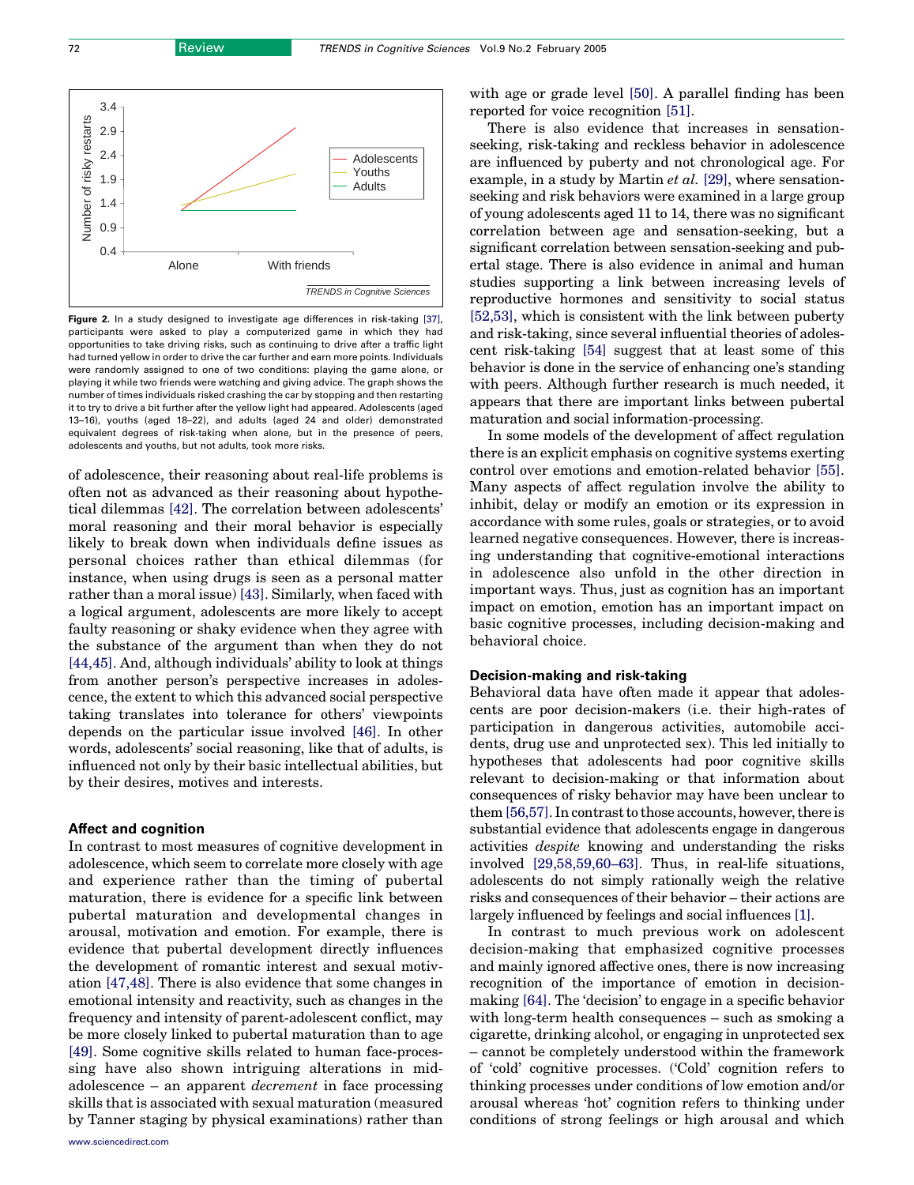Figure 2. In a study designed to investigate age differences in risk-taking [37], participants were asked to play a computerized game in which they had opportunities to take driving risks, such as continuing to drive after a traffic light had turned yellow in order to drive the car further and earn more points. Individuals were randomly assigned to one of two conditions: playing the game alone, or playing it while two friends were watching and giving advice. The graph shows the number of times individuals risked crashing the car by stopping and then restarting it to try to drive a bit further after the yellow light had appeared. Adolescents (aged 13–16), youths (aged 18–22), and adults (aged 24 and older) demonstrated equivalent degrees of risk-taking when alone, but in the presence of peers, adolescents and youths, but not adults, took more risks.

of adolescence, their reasoning about real-life problems is often not as advanced as their reasoning about hypothetical dilemmas [42]. The correlation between adolescents' moral reasoning and their moral behavior is especially likely to break down when individuals define issues as personal choices rather than ethical dilemmas (for instance, when using drugs is seen as a personal matter rather than a moral issue) [43]. Similarly, when faced with a logical argument, adolescents are more likely to accept faulty reasoning or shaky evidence when they agree with the substance of the argument than when they do not [44,45]. And, although individuals' ability to look at things from another person's perspective increases in adolescence, the extent to which this advanced social perspective taking translates into tolerance for others' viewpoints depends on the particular issue involved [46]. In other words, adolescents' social reasoning, like that of adults, is influenced not only by their basic intellectual abilities, but by their desires, motives and interests.

## Affect and cognition

In contrast to most measures of cognitive development in adolescence, which seem to correlate more closely with age and experience rather than the timing of pubertal maturation, there is evidence for a specific link between pubertal maturation and developmental changes in arousal, motivation and emotion. For example, there is evidence that pubertal development directly influences the development of romantic interest and sexual motivation [47,48]. There is also evidence that some changes in emotional intensity and reactivity, such as changes in the frequency and intensity of parent-adolescent conflict, may be more closely linked to pubertal maturation than to age [49]. Some cognitive skills related to human face-processing have also shown intriguing alterations in mid-adolescence – an apparent *decrement* in face processing skills that is associated with sexual maturation (measured by Tanner staging by physical examinations) rather than with age or grade level [50]. A parallel finding has been reported for voice recognition [51].

There is also evidence that increases in sensation-seeking, risk-taking and reckless behavior in adolescence are influenced by puberty and not chronological age. For example, in a study by Martin *et al.* [29], where sensation-seeking and risk behaviors were examined in a large group of young adolescents aged 11 to 14, there was no significant correlation between age and sensation-seeking, but a significant correlation between sensation-seeking and pubertal stage. There is also evidence in animal and human studies supporting a link between increasing levels of reproductive hormones and sensitivity to social status [52,53], which is consistent with the link between puberty and risk-taking, since several influential theories of adolescent risk-taking [54] suggest that at least some of this behavior is done in the service of enhancing one's standing with peers. Although further research is much needed, it appears that there are important links between pubertal maturation and social information-processing.

In some models of the development of affect regulation there is an explicit emphasis on cognitive systems exerting control over emotions and emotion-related behavior [55]. Many aspects of affect regulation involve the ability to inhibit, delay or modify an emotion or its expression in accordance with some rules, goals or strategies, or to avoid learned negative consequences. However, there is increasing understanding that cognitive-emotional interactions in adolescence also unfold in the other direction in important ways. Thus, just as cognition has an important impact on emotion, emotion has an important impact on basic cognitive processes, including decision-making and behavioral choice.

## Decision-making and risk-taking

Behavioral data have often made it appear that adolescents are poor decision-makers (i.e. their high-rates of participation in dangerous activities, automobile accidents, drug use and unprotected sex). This led initially to hypotheses that adolescents had poor cognitive skills relevant to decision-making or that information about consequences of risky behavior may have been unclear to them [56,57]. In contrast to those accounts, however, there is substantial evidence that adolescents engage in dangerous activities *despite* knowing and understanding the risks involved [29,58,59,60–63]. Thus, in real-life situations, adolescents do not simply rationally weigh the relative risks and consequences of their behavior – their actions are largely influenced by feelings and social influences [1].

In contrast to much previous work on adolescent decision-making that emphasized cognitive processes and mainly ignored affective ones, there is now increasing recognition of the importance of emotion in decision-making [64]. The 'decision' to engage in a specific behavior with long-term health consequences – such as smoking a cigarette, drinking alcohol, or engaging in unprotected sex – cannot be completely understood within the framework of 'cold' cognitive processes. ('Cold' cognition refers to thinking processes under conditions of low emotion and/or arousal whereas 'hot' cognition refers to thinking under conditions of strong feelings or high arousal and which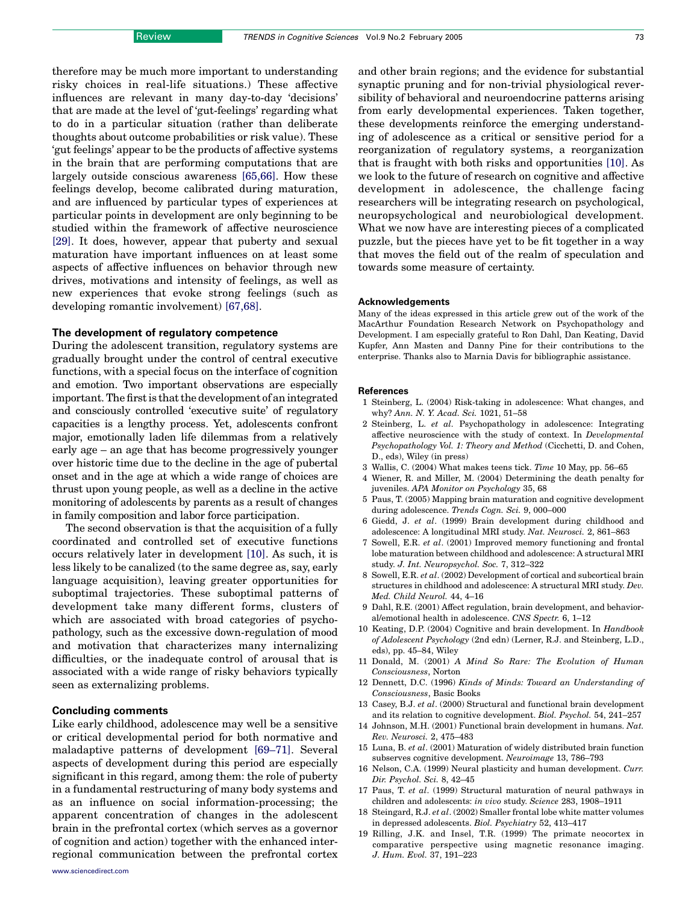therefore may be much more important to understanding risky choices in real-life situations.) These affective influences are relevant in many day-to-day 'decisions' that are made at the level of 'gut-feelings' regarding what to do in a particular situation (rather than deliberate thoughts about outcome probabilities or risk value). These 'gut feelings' appear to be the products of affective systems in the brain that are performing computations that are largely outside conscious awareness [65,66]. How these feelings develop, become calibrated during maturation, and are influenced by particular types of experiences at particular points in development are only beginning to be studied within the framework of affective neuroscience [29]. It does, however, appear that puberty and sexual maturation have important influences on at least some aspects of affective influences on behavior through new drives, motivations and intensity of feelings, as well as new experiences that evoke strong feelings (such as developing romantic involvement) [67,68].

### The development of regulatory competence

During the adolescent transition, regulatory systems are gradually brought under the control of central executive functions, with a special focus on the interface of cognition and emotion. Two important observations are especially important. The first is that the development of an integrated and consciously controlled 'executive suite' of regulatory capacities is a lengthy process. Yet, adolescents confront major, emotionally laden life dilemmas from a relatively early age – an age that has become progressively younger over historic time due to the decline in the age of pubertal onset and in the age at which a wide range of choices are thrust upon young people, as well as a decline in the active monitoring of adolescents by parents as a result of changes in family composition and labor force participation.

The second observation is that the acquisition of a fully coordinated and controlled set of executive functions occurs relatively later in development [10]. As such, it is less likely to be canalized (to the same degree as, say, early language acquisition), leaving greater opportunities for suboptimal trajectories. These suboptimal patterns of development take many different forms, clusters of which are associated with broad categories of psychopathology, such as the excessive down-regulation of mood and motivation that characterizes many internalizing difficulties, or the inadequate control of arousal that is associated with a wide range of risky behaviors typically seen as externalizing problems.

### Concluding comments

Like early childhood, adolescence may well be a sensitive or critical developmental period for both normative and maladaptive patterns of development [69–71]. Several aspects of development during this period are especially significant in this regard, among them: the role of puberty in a fundamental restructuring of many body systems and as an influence on social information-processing; the apparent concentration of changes in the adolescent brain in the prefrontal cortex (which serves as a governor of cognition and action) together with the enhanced inter-regional communication between the prefrontal cortex and other brain regions; and the evidence for substantial synaptic pruning and for non-trivial physiological reversibility of behavioral and neuroendocrine patterns arising from early developmental experiences. Taken together, these developments reinforce the emerging understanding of adolescence as a critical or sensitive period for a reorganization of regulatory systems, a reorganization that is fraught with both risks and opportunities [10]. As we look to the future of research on cognitive and affective development in adolescence, the challenge facing researchers will be integrating research on psychological, neuropsychological and neurobiological development. What we now have are interesting pieces of a complicated puzzle, but the pieces have yet to be fit together in a way that moves the field out of the realm of speculation and towards some measure of certainty.

### Acknowledgements

Many of the ideas expressed in this article grew out of the work of the MacArthur Foundation Research Network on Psychopathology and Development. I am especially grateful to Ron Dahl, Dan Keating, David Kupfer, Ann Masten and Danny Pine for their contributions to the enterprise. Thanks also to Marnia Davis for bibliographic assistance.

### References

1 Steinberg, L. (2004) Risk-taking in adolescence: What changes, and why? *Ann. N. Y. Acad. Sci.* 1021, 51–58

2 Steinberg, L. *et al.* Psychopathology in adolescence: Integrating affective neuroscience with the study of context. In *Developmental Psychopathology Vol. 1: Theory and Method* (Cicchetti, D. and Cohen, D., eds), Wiley (in press)

3 Wallis, C. (2004) What makes teens tick. *Time* 10 May, pp. 56–65

4 Wiener, R. and Miller, M. (2004) Determining the death penalty for juveniles. *APA Monitor on Psychology* 35, 68

5 Paus, T. (2005) Mapping brain maturation and cognitive development during adolescence. *Trends Cogn. Sci.* 9, 000–000

6 Giedd, J. *et al.* (1999) Brain development during childhood and adolescence: A longitudinal MRI study. *Nat. Neurosci.* 2, 861–863

7 Sowell, E.R. *et al.* (2001) Improved memory functioning and frontal lobe maturation between childhood and adolescence: A structural MRI study. *J. Int. Neuropsychol. Soc.* 7, 312–322

8 Sowell, E.R. *et al.* (2002) Development of cortical and subcortical brain structures in childhood and adolescence: A structural MRI study. *Dev. Med. Child Neurol.* 44, 4–16

9 Dahl, R.E. (2001) Affect regulation, brain development, and behavioral/emotional health in adolescence. *CNS Spectr.* 6, 1–12

10 Keating, D.P. (2004) Cognitive and brain development. In *Handbook of Adolescent Psychology* (2nd edn) (Lerner, R.J. and Steinberg, L.D., eds), pp. 45–84, Wiley

11 Donald, M. (2001) *A Mind So Rare: The Evolution of Human Consciousness*, Norton

12 Dennett, D.C. (1996) *Kinds of Minds: Toward an Understanding of Consciousness*, Basic Books

13 Casey, B.J. *et al.* (2000) Structural and functional brain development and its relation to cognitive development. *Biol. Psychol.* 54, 241–257

14 Johnson, M.H. (2001) Functional brain development in humans. *Nat. Rev. Neurosci.* 2, 475–483

15 Luna, B. *et al.* (2001) Maturation of widely distributed brain function subserves cognitive development. *Neuroimage* 13, 786–793

16 Nelson, C.A. (1999) Neural plasticity and human development. *Curr. Dir. Psychol. Sci.* 8, 42–45

17 Paus, T. *et al.* (1999) Structural maturation of neural pathways in children and adolescents: *in vivo* study. *Science* 283, 1908–1911

18 Steingard, R.J. *et al.* (2002) Smaller frontal lobe white matter volumes in depressed adolescents. *Biol. Psychiatry* 52, 413–417

19 Rilling, J.K. and Insel, T.R. (1999) The primate neocortex in comparative perspective using magnetic resonance imaging. *J. Hum. Evol.* 37, 191–223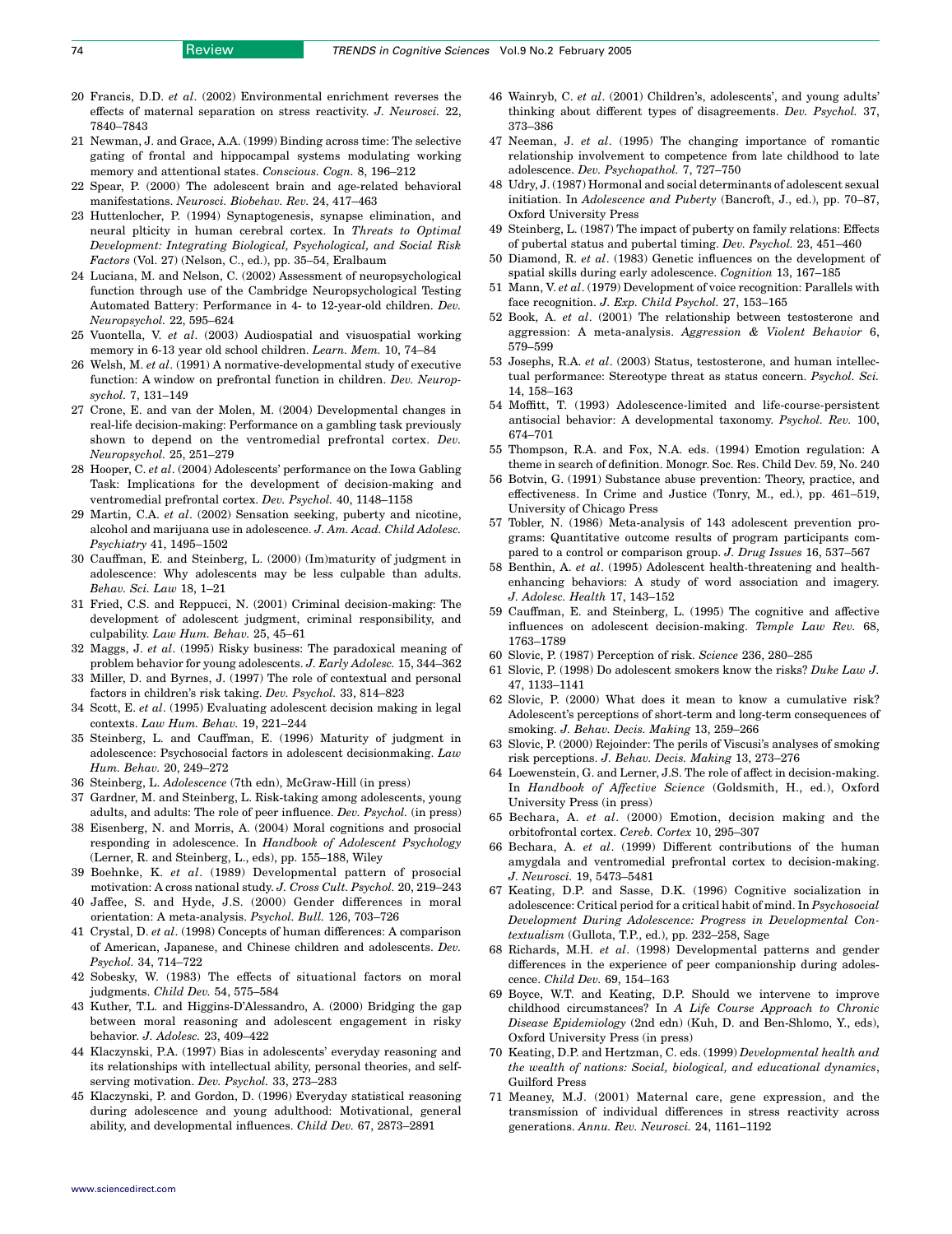20 Francis, D.D. *et al*. (2002) Environmental enrichment reverses the effects of maternal separation on stress reactivity. *J. Neurosci.* 22, 7840–7843

21 Newman, J. and Grace, A.A. (1999) Binding across time: The selective gating of frontal and hippocampal systems modulating working memory and attentional states. *Conscious. Cogn.* 8, 196–212

22 Spear, P. (2000) The adolescent brain and age-related behavioral manifestations. *Neurosci. Biobehav. Rev.* 24, 417–463

23 Huttenlocher, P. (1994) Synaptogenesis, synapse elimination, and neural plticity in human cerebral cortex. In *Threats to Optimal Development: Integrating Biological, Psychological, and Social Risk Factors* (Vol. 27) (Nelson, C., ed.), pp. 35–54, Eralbaum

24 Luciana, M. and Nelson, C. (2002) Assessment of neuropsychological function through use of the Cambridge Neuropsychological Testing Automated Battery: Performance in 4- to 12-year-old children. *Dev. Neuropsychol.* 22, 595–624

25 Vuontella, V. *et al*. (2003) Audiospatial and visuospatial working memory in 6-13 year old school children. *Learn. Mem.* 10, 74–84

26 Welsh, M. *et al*. (1991) A normative-developmental study of executive function: A window on prefrontal function in children. *Dev. Neuropsychol.* 7, 131–149

27 Crone, E. and van der Molen, M. (2004) Developmental changes in real-life decision-making: Performance on a gambling task previously shown to depend on the ventromedial prefrontal cortex. *Dev. Neuropsychol.* 25, 251–279

28 Hooper, C. *et al*. (2004) Adolescents' performance on the Iowa Gabling Task: Implications for the development of decision-making and ventromedial prefrontal cortex. *Dev. Psychol.* 40, 1148–1158

29 Martin, C.A. *et al*. (2002) Sensation seeking, puberty and nicotine, alcohol and marijuana use in adolescence. *J. Am. Acad. Child Adolesc. Psychiatry* 41, 1495–1502

30 Cauffman, E. and Steinberg, L. (2000) (Im)maturity of judgment in adolescence: Why adolescents may be less culpable than adults. *Behav. Sci. Law* 18, 1–21

31 Fried, C.S. and Reppucci, N. (2001) Criminal decision-making: The development of adolescent judgment, criminal responsibility, and culpability. *Law Hum. Behav.* 25, 45–61

32 Maggs, J. *et al*. (1995) Risky business: The paradoxical meaning of problem behavior for young adolescents. *J. Early Adolesc.* 15, 344–362

33 Miller, D. and Byrnes, J. (1997) The role of contextual and personal factors in children's risk taking. *Dev. Psychol.* 33, 814–823

34 Scott, E. *et al*. (1995) Evaluating adolescent decision making in legal contexts. *Law Hum. Behav.* 19, 221–244

35 Steinberg, L. and Cauffman, E. (1996) Maturity of judgment in adolescence: Psychosocial factors in adolescent decisionmaking. *Law Hum. Behav.* 20, 249–272

36 Steinberg, L. *Adolescence* (7th edn), McGraw-Hill (in press)

37 Gardner, M. and Steinberg, L. Risk-taking among adolescents, young adults, and adults: The role of peer influence. *Dev. Psychol.* (in press)

38 Eisenberg, N. and Morris, A. (2004) Moral cognitions and prosocial responding in adolescence. In *Handbook of Adolescent Psychology* (Lerner, R. and Steinberg, L., eds), pp. 155–188, Wiley

39 Boehnke, K. *et al*. (1989) Developmental pattern of prosocial motivation: A cross national study. *J. Cross Cult. Psychol.* 20, 219–243

40 Jaffee, S. and Hyde, J.S. (2000) Gender differences in moral orientation: A meta-analysis. *Psychol. Bull.* 126, 703–726

41 Crystal, D. *et al*. (1998) Concepts of human differences: A comparison of American, Japanese, and Chinese children and adolescents. *Dev. Psychol.* 34, 714–722

42 Sobesky, W. (1983) The effects of situational factors on moral judgments. *Child Dev.* 54, 575–584

43 Kuther, T.L. and Higgins-D'Alessandro, A. (2000) Bridging the gap between moral reasoning and adolescent engagement in risky behavior. *J. Adolesc.* 23, 409–422

44 Klaczynski, P.A. (1997) Bias in adolescents' everyday reasoning and its relationships with intellectual ability, personal theories, and self-serving motivation. *Dev. Psychol.* 33, 273–283

45 Klaczynski, P. and Gordon, D. (1996) Everyday statistical reasoning during adolescence and young adulthood: Motivational, general ability, and developmental influences. *Child Dev.* 67, 2873–2891

46 Wainryb, C. *et al*. (2001) Children's, adolescents', and young adults' thinking about different types of disagreements. *Dev. Psychol.* 37, 373–386

47 Neeman, J. *et al*. (1995) The changing importance of romantic relationship involvement to competence from late childhood to late adolescence. *Dev. Psychopathol.* 7, 727–750

48 Udry, J. (1987) Hormonal and social determinants of adolescent sexual initiation. In *Adolescence and Puberty* (Bancroft, J., ed.), pp. 70–87, Oxford University Press

49 Steinberg, L. (1987) The impact of puberty on family relations: Effects of pubertal status and pubertal timing. *Dev. Psychol.* 23, 451–460

50 Diamond, R. *et al*. (1983) Genetic influences on the development of spatial skills during early adolescence. *Cognition* 13, 167–185

51 Mann, V. *et al*. (1979) Development of voice recognition: Parallels with face recognition. *J. Exp. Child Psychol.* 27, 153–165

52 Book, A. *et al*. (2001) The relationship between testosterone and aggression: A meta-analysis. *Aggression & Violent Behavior* 6, 579–599

53 Josephs, R.A. *et al*. (2003) Status, testosterone, and human intellectual performance: Stereotype threat as status concern. *Psychol. Sci.* 14, 158–163

54 Moffitt, T. (1993) Adolescence-limited and life-course-persistent antisocial behavior: A developmental taxonomy. *Psychol. Rev.* 100, 674–701

55 Thompson, R.A. and Fox, N.A. eds. (1994) Emotion regulation: A theme in search of definition. Monogr. Soc. Res. Child Dev. 59, No. 240

56 Botvin, G. (1991) Substance abuse prevention: Theory, practice, and effectiveness. In Crime and Justice (Tonry, M., ed.), pp. 461–519, University of Chicago Press

57 Tobler, N. (1986) Meta-analysis of 143 adolescent prevention programs: Quantitative outcome results of program participants compared to a control or comparison group. *J. Drug Issues* 16, 537–567

58 Benthin, A. *et al*. (1995) Adolescent health-threatening and health-enhancing behaviors: A study of word association and imagery. *J. Adolesc. Health* 17, 143–152

59 Cauffman, E. and Steinberg, L. (1995) The cognitive and affective influences on adolescent decision-making. *Temple Law Rev.* 68, 1763–1789

60 Slovic, P. (1987) Perception of risk. *Science* 236, 280–285

61 Slovic, P. (1998) Do adolescent smokers know the risks? *Duke Law J.* 47, 1133–1141

62 Slovic, P. (2000) What does it mean to know a cumulative risk? Adolescent's perceptions of short-term and long-term consequences of smoking. *J. Behav. Decis. Making* 13, 259–266

63 Slovic, P. (2000) Rejoinder: The perils of Viscusi's analyses of smoking risk perceptions. *J. Behav. Decis. Making* 13, 273–276

64 Loewenstein, G. and Lerner, J.S. The role of affect in decision-making. In *Handbook of Affective Science* (Goldsmith, H., ed.), Oxford University Press (in press)

65 Bechara, A. *et al*. (2000) Emotion, decision making and the orbitofrontal cortex. *Cereb. Cortex* 10, 295–307

66 Bechara, A. *et al*. (1999) Different contributions of the human amygdala and ventromedial prefrontal cortex to decision-making. *J. Neurosci.* 19, 5473–5481

67 Keating, D.P. and Sasse, D.K. (1996) Cognitive socialization in adolescence: Critical period for a critical habit of mind. In *Psychosocial Development During Adolescence: Progress in Developmental Contextualism* (Gullota, T.P., ed.), pp. 232–258, Sage

68 Richards, M.H. *et al*. (1998) Developmental patterns and gender differences in the experience of peer companionship during adolescence. *Child Dev.* 69, 154–163

69 Boyce, W.T. and Keating, D.P. Should we intervene to improve childhood circumstances? In *A Life Course Approach to Chronic Disease Epidemiology* (2nd edn) (Kuh, D. and Ben-Shlomo, Y., eds), Oxford University Press (in press)

70 Keating, D.P. and Hertzman, C. eds. (1999) *Developmental health and the wealth of nations: Social, biological, and educational dynamics*, Guilford Press

71 Meaney, M.J. (2001) Maternal care, gene expression, and the transmission of individual differences in stress reactivity across generations. *Annu. Rev. Neurosci.* 24, 1161–1192